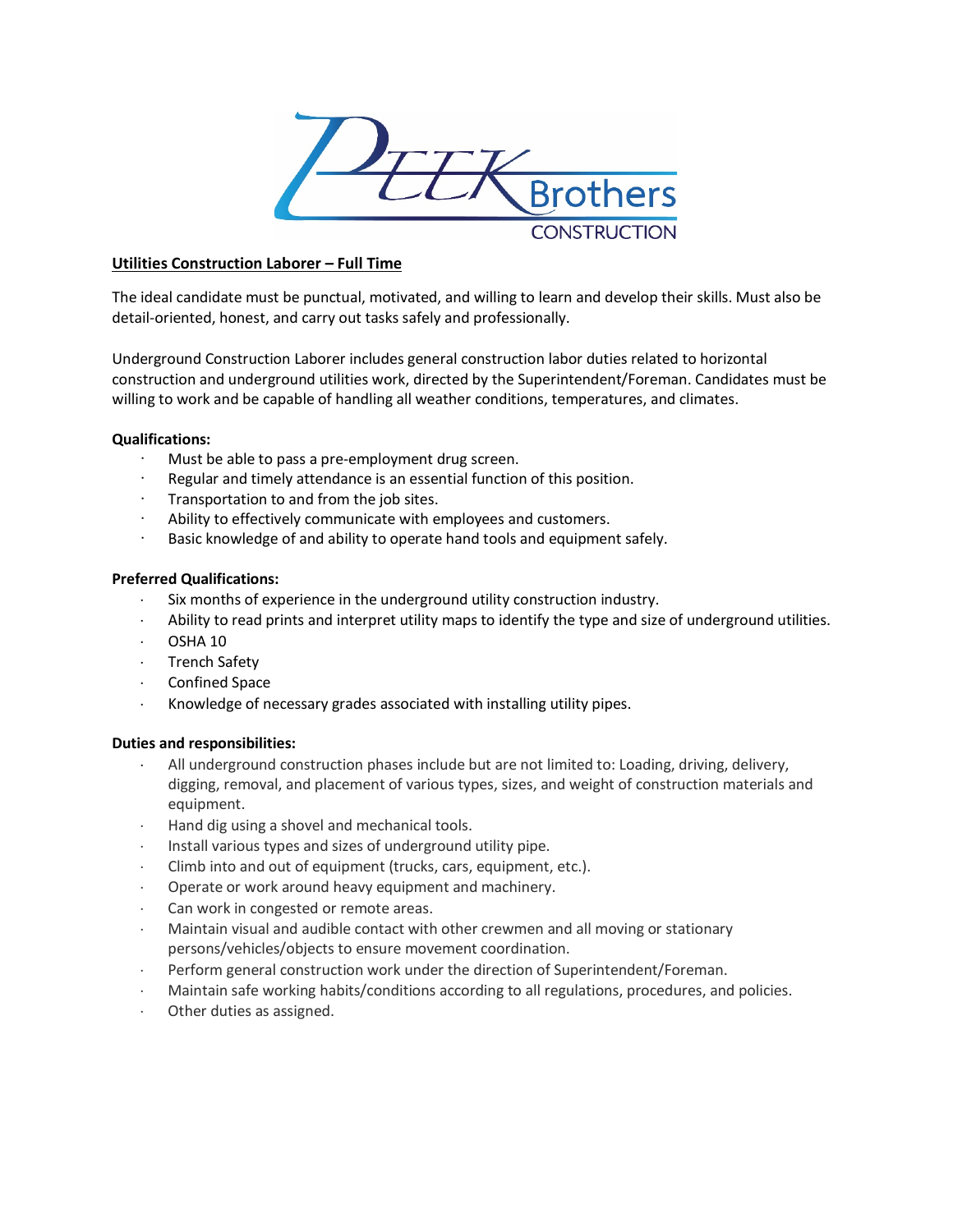## Utilities Construction Laborer – Full Time

The ideal candidate must be punctual, motivated, and willing to learn and develop their skills. Must also be detail-oriented, honest, and carry out tasks safely and professionally.

Underground Construction Laborer includes general construction labor duties related to horizontal construction and underground utilities work, directed by the Superintendent/Foreman. Candidates must be willing to work and be capable of handling all weather conditions, temperatures, and climates.

### Qualifications:

- Must be able to pass a pre-employment drug screen.
- Regular and timely attendance is an essential function of this position.
- Transportation to and from the job sites.
- Ability to effectively communicate with employees and customers.
- Basic knowledge of and ability to operate hand tools and equipment safely.

### Preferred Qualifications:

- Six months of experience in the underground utility construction industry.
- Ability to read prints and interpret utility maps to identify the type and size of underground utilities.
- OSHA 10
- Trench Safety
- Confined Space
- Knowledge of necessary grades associated with installing utility pipes.

### Duties and responsibilities:

- All underground construction phases include but are not limited to: Loading, driving, delivery, digging, removal, and placement of various types, sizes, and weight of construction materials and equipment.
- Hand dig using a shovel and mechanical tools.
- Install various types and sizes of underground utility pipe.
- Climb into and out of equipment (trucks, cars, equipment, etc.).
- Operate or work around heavy equipment and machinery.
- Can work in congested or remote areas.
- Maintain visual and audible contact with other crewmen and all moving or stationary persons/vehicles/objects to ensure movement coordination.
- Perform general construction work under the direction of Superintendent/Foreman.
- Maintain safe working habits/conditions according to all regulations, procedures, and policies.
- Other duties as assigned.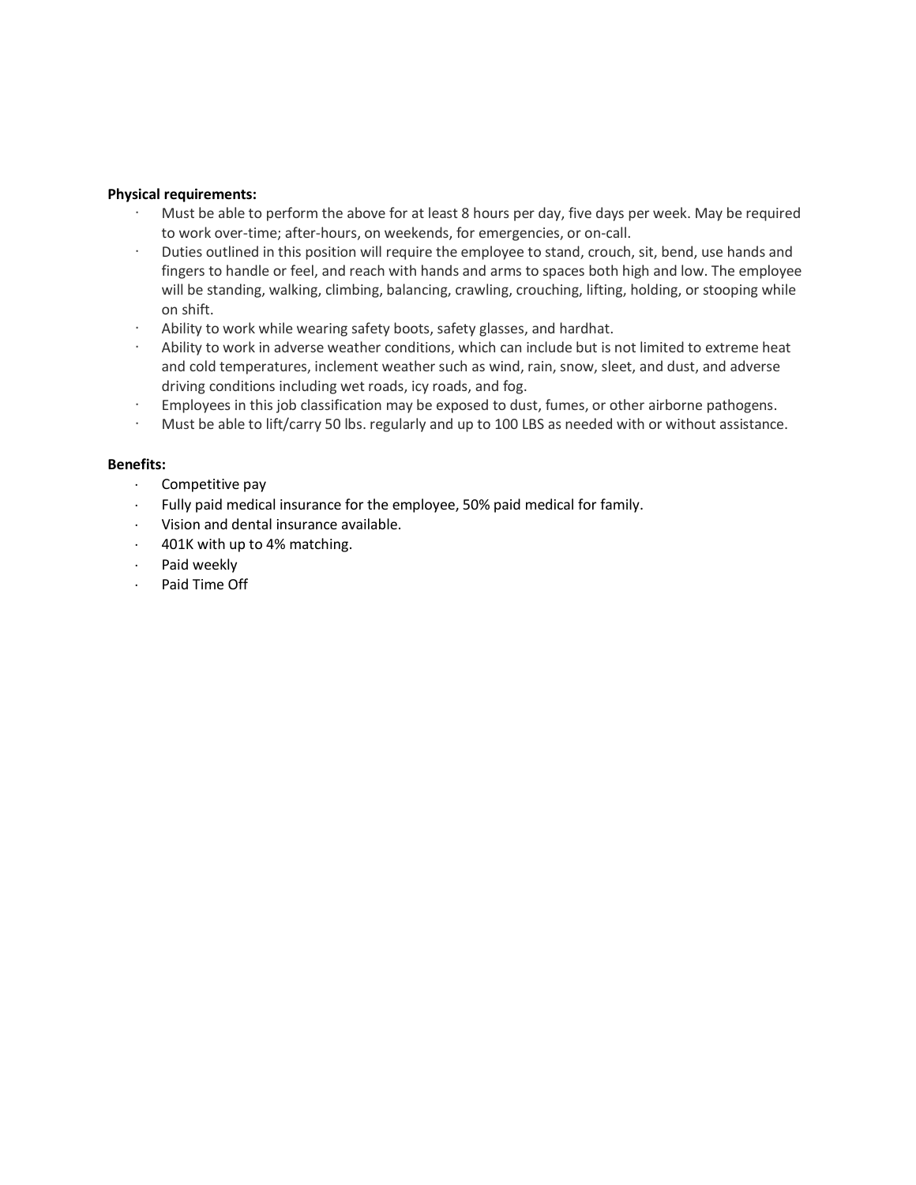**Physical requirements:**

- Must be able to perform the above for at least 8 hours per day, five days per week. May be required to work over-time; after-hours, on weekends, for emergencies, or on-call.
- Duties outlined in this position will require the employee to stand, crouch, sit, bend, use hands and fingers to handle or feel, and reach with hands and arms to spaces both high and low. The employee will be standing, walking, climbing, balancing, crawling, crouching, lifting, holding, or stooping while on shift.
- Ability to work while wearing safety boots, safety glasses, and hardhat.
- Ability to work in adverse weather conditions, which can include but is not limited to extreme heat and cold temperatures, inclement weather such as wind, rain, snow, sleet, and dust, and adverse driving conditions including wet roads, icy roads, and fog.
- Employees in this job classification may be exposed to dust, fumes, or other airborne pathogens.
- Must be able to lift/carry 50 lbs. regularly and up to 100 LBS as needed with or without assistance.

**Benefits:**

- Competitive pay
- Fully paid medical insurance for the employee, 50% paid medical for family.
- Vision and dental insurance available.
- 401K with up to 4% matching.
- Paid weekly
- Paid Time Off